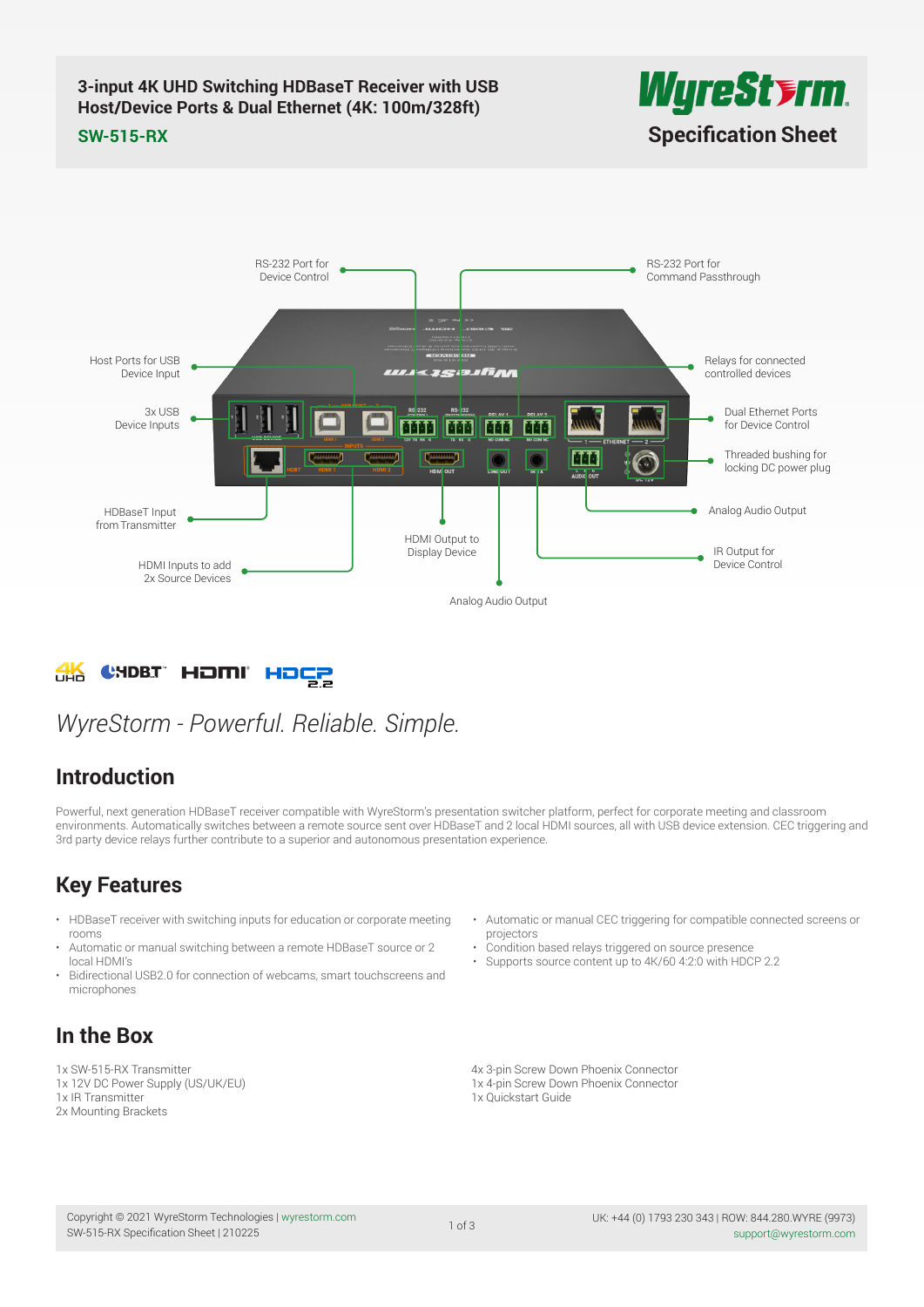# 3-input 4K UHD Switching HDBaseT Receiver with USB Host/Device Ports & Dual Ethernet (4K: 100m/328ft)

**SW-515-RX**

WyreStorm

**Specification Sheet**

RS-232 Port for Device Control

RS-232 Port for Command Passthrough

Host Ports for USB Device Input

Relays for connected controlled devices

3x USB Device Inputs

Dual Ethernet Ports for Device Control

Threaded bushing for locking DC power plug

HDBaseT Input from Transmitter

Analog Audio Output

HDMI Output to Display Device

IR Output for Device Control

HDMI Inputs to add 2x Source Devices

Analog Audio Output

*WyreStorm - Powerful. Reliable. Simple.*

## Introduction

Powerful, next generation HDBaseT receiver compatible with WyreStorm's presentation switcher platform, perfect for corporate meeting and classroom environments. Automatically switches between a remote source sent over HDBaseT and 2 local HDMI sources, all with USB device extension. CEC triggering and 3rd party device relays further contribute to a superior and autonomous presentation experience.

## Key Features

- HDBaseT receiver with switching inputs for education or corporate meeting rooms
- Automatic or manual switching between a remote HDBaseT source or 2 local HDMI's
- Bidirectional USB2.0 for connection of webcams, smart touchscreens and microphones
- Automatic or manual CEC triggering for compatible connected screens or projectors
- Condition based relays triggered on source presence
- Supports source content up to 4K/60 4:2:0 with HDCP 2.2

## In the Box

1x SW-515-RX Transmitter
1x 12V DC Power Supply (US/UK/EU)
1x IR Transmitter
2x Mounting Brackets
4x 3-pin Screw Down Phoenix Connector
1x 4-pin Screw Down Phoenix Connector
1x Quickstart Guide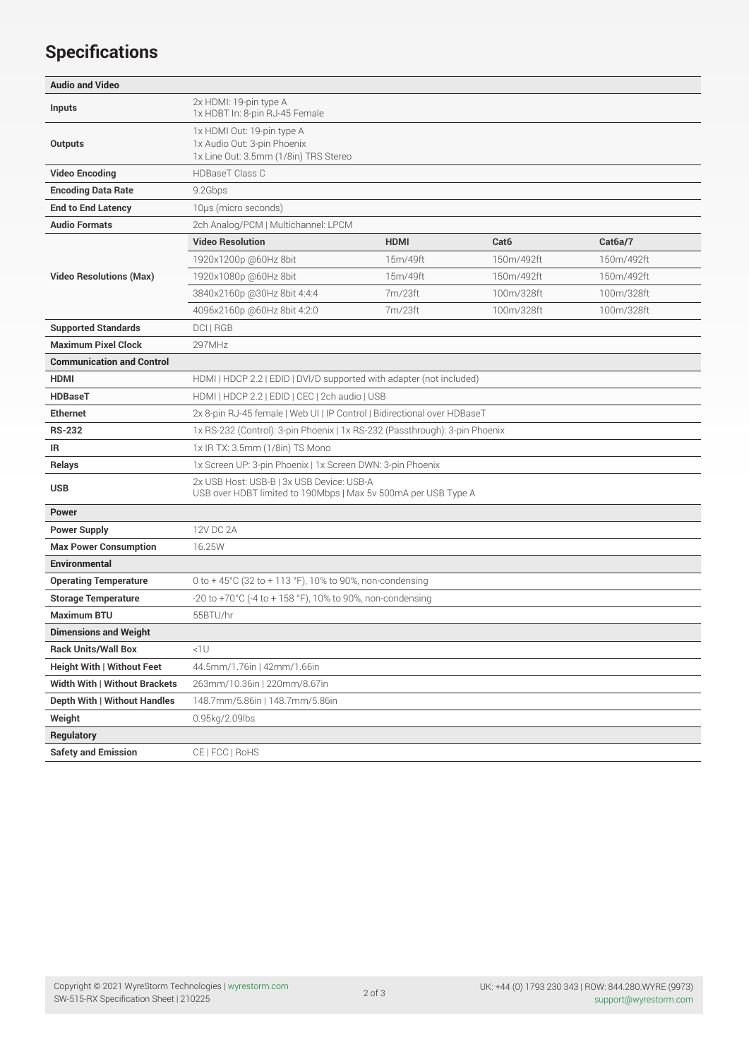## Specifications

| **Audio and Video** | | | | |
|---|---|---|---|---|
| **Inputs** | 2x HDMI: 19-pin type A<br>1x HDBT In: 8-pin RJ-45 Female | | | |
| **Outputs** | 1x HDMI Out: 19-pin type A<br>1x Audio Out: 3-pin Phoenix<br>1x Line Out: 3.5mm (1/8in) TRS Stereo | | | |
| **Video Encoding** | HDBaseT Class C | | | |
| **Encoding Data Rate** | 9.2Gbps | | | |
| **End to End Latency** | 10μs (micro seconds) | | | |
| **Audio Formats** | 2ch Analog/PCM \| Multichannel: LPCM | | | |
| **Video Resolutions (Max)** | **Video Resolution** | **HDMI** | **Cat6** | **Cat6a/7** |
| | 1920x1200p @60Hz 8bit | 15m/49ft | 150m/492ft | 150m/492ft |
| | 1920x1080p @60Hz 8bit | 15m/49ft | 150m/492ft | 150m/492ft |
| | 3840x2160p @30Hz 8bit 4:4:4 | 7m/23ft | 100m/328ft | 100m/328ft |
| | 4096x2160p @60Hz 8bit 4:2:0 | 7m/23ft | 100m/328ft | 100m/328ft |
| **Supported Standards** | DCI \| RGB | | | |
| **Maximum Pixel Clock** | 297MHz | | | |
| **Communication and Control** | | | | |
| **HDMI** | HDMI \| HDCP 2.2 \| EDID \| DVI/D supported with adapter (not included) | | | |
| **HDBaseT** | HDMI \| HDCP 2.2 \| EDID \| CEC \| 2ch audio \| USB | | | |
| **Ethernet** | 2x 8-pin RJ-45 female \| Web UI \| IP Control \| Bidirectional over HDBaseT | | | |
| **RS-232** | 1x RS-232 (Control): 3-pin Phoenix \| 1x RS-232 (Passthrough): 3-pin Phoenix | | | |
| **IR** | 1x IR TX: 3.5mm (1/8in) TS Mono | | | |
| **Relays** | 1x Screen UP: 3-pin Phoenix \| 1x Screen DWN: 3-pin Phoenix | | | |
| **USB** | 2x USB Host: USB-B \| 3x USB Device: USB-A<br>USB over HDBT limited to 190Mbps \| Max 5v 500mA per USB Type A | | | |
| **Power** | | | | |
| **Power Supply** | 12V DC 2A | | | |
| **Max Power Consumption** | 16.25W | | | |
| **Environmental** | | | | |
| **Operating Temperature** | 0 to + 45°C (32 to + 113 °F), 10% to 90%, non-condensing | | | |
| **Storage Temperature** | -20 to +70°C (-4 to + 158 °F), 10% to 90%, non-condensing | | | |
| **Maximum BTU** | 55BTU/hr | | | |
| **Dimensions and Weight** | | | | |
| **Rack Units/Wall Box** | <1U | | | |
| **Height With \| Without Feet** | 44.5mm/1.76in \| 42mm/1.66in | | | |
| **Width With \| Without Brackets** | 263mm/10.36in \| 220mm/8.67in | | | |
| **Depth With \| Without Handles** | 148.7mm/5.86in \| 148.7mm/5.86in | | | |
| **Weight** | 0.95kg/2.09lbs | | | |
| **Regulatory** | | | | |
| **Safety and Emission** | CE \| FCC \| RoHS | | | |

Copyright © 2021 WyreStorm Technologies | wyrestorm.com
SW-515-RX Specification Sheet | 210225

UK: +44 (0) 1793 230 343 | ROW: 844.280.WYRE (9973)
support@wyrestorm.com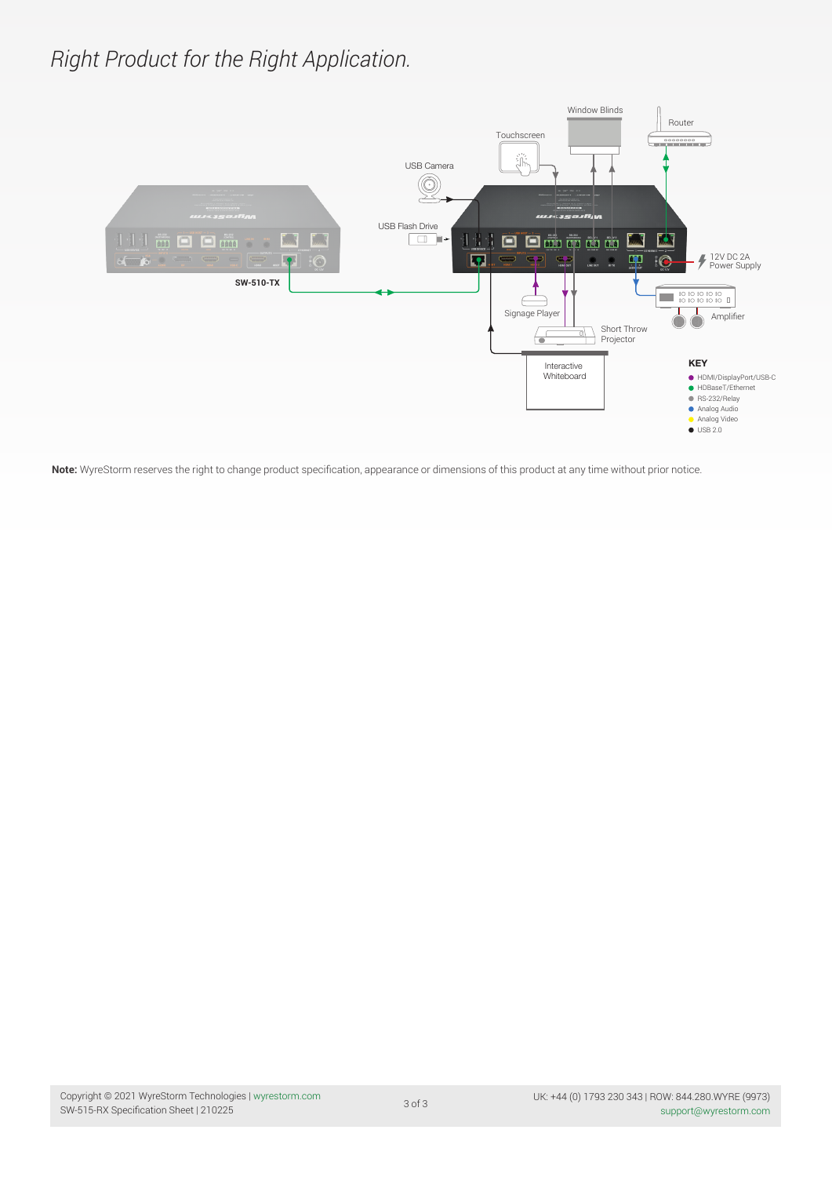*Right Product for the Right Application.*

Window Blinds

Router

Touchscreen

USB Camera

USB Flash Drive

SW-510-TX

12V DC 2A
Power Supply

Amplifier

Signage Player

Short Throw
Projector

Interactive
Whiteboard

**KEY**

- HDMI/DisplayPort/USB-C
- HDBaseT/Ethernet
- RS-232/Relay
- Analog Audio
- Analog Video
- USB 2.0

**Note:** WyreStorm reserves the right to change product specification, appearance or dimensions of this product at any time without prior notice.

Copyright © 2021 WyreStorm Technologies | wyrestorm.com
SW-515-RX Specification Sheet | 210225

UK: +44 (0) 1793 230 343 | ROW: 844.280.WYRE (9973)
support@wyrestorm.com